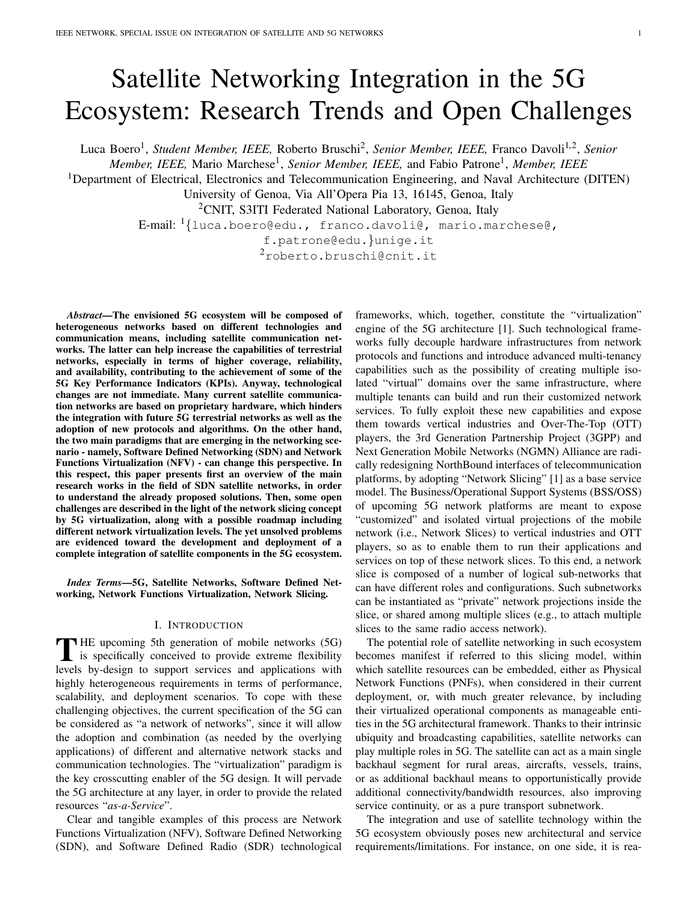# Satellite Networking Integration in the 5G Ecosystem: Research Trends and Open Challenges

Luca Boero[1], *Student Member, IEEE,* Roberto Bruschi[2], *Senior Member, IEEE,* Franco Davoli[1,2], *Senior Member, IEEE,* Mario Marchese[1], *Senior Member, IEEE,* and Fabio Patrone[1], *Member, IEEE*

[1]Department of Electrical, Electronics and Telecommunication Engineering, and Naval Architecture (DITEN)
University of Genoa, Via All'Opera Pia 13, 16145, Genoa, Italy

[2]CNIT, S3ITI Federated National Laboratory, Genoa, Italy

E-mail: [1]{luca.boero@edu., franco.davoli@, mario.marchese@, f.patrone@edu.}unige.it

[2]roberto.bruschi@cnit.it

***Abstract*—The envisioned 5G ecosystem will be composed of heterogeneous networks based on different technologies and communication means, including satellite communication networks. The latter can help increase the capabilities of terrestrial networks, especially in terms of higher coverage, reliability, and availability, contributing to the achievement of some of the 5G Key Performance Indicators (KPIs). Anyway, technological changes are not immediate. Many current satellite communication networks are based on proprietary hardware, which hinders the integration with future 5G terrestrial networks as well as the adoption of new protocols and algorithms. On the other hand, the two main paradigms that are emerging in the networking scenario - namely, Software Defined Networking (SDN) and Network Functions Virtualization (NFV) - can change this perspective. In this respect, this paper presents first an overview of the main research works in the field of SDN satellite networks, in order to understand the already proposed solutions. Then, some open challenges are described in the light of the network slicing concept by 5G virtualization, along with a possible roadmap including different network virtualization levels. The yet unsolved problems are evidenced toward the development and deployment of a complete integration of satellite components in the 5G ecosystem.**

***Index Terms*—5G, Satellite Networks, Software Defined Networking, Network Functions Virtualization, Network Slicing.**

## I. Introduction

The upcoming 5th generation of mobile networks (5G) is specifically conceived to provide extreme flexibility levels by-design to support services and applications with highly heterogeneous requirements in terms of performance, scalability, and deployment scenarios. To cope with these challenging objectives, the current specification of the 5G can be considered as "a network of networks", since it will allow the adoption and combination (as needed by the overlying applications) of different and alternative network stacks and communication technologies. The "virtualization" paradigm is the key crosscutting enabler of the 5G design. It will pervade the 5G architecture at any layer, in order to provide the related resources "*as-a-Service*".

Clear and tangible examples of this process are Network Functions Virtualization (NFV), Software Defined Networking (SDN), and Software Defined Radio (SDR) technological frameworks, which, together, constitute the "virtualization" engine of the 5G architecture [1]. Such technological frameworks fully decouple hardware infrastructures from network protocols and functions and introduce advanced multi-tenancy capabilities such as the possibility of creating multiple isolated "virtual" domains over the same infrastructure, where multiple tenants can build and run their customized network services. To fully exploit these new capabilities and expose them towards vertical industries and Over-The-Top (OTT) players, the 3rd Generation Partnership Project (3GPP) and Next Generation Mobile Networks (NGMN) Alliance are radically redesigning NorthBound interfaces of telecommunication platforms, by adopting "Network Slicing" [1] as a base service model. The Business/Operational Support Systems (BSS/OSS) of upcoming 5G network platforms are meant to expose "customized" and isolated virtual projections of the mobile network (i.e., Network Slices) to vertical industries and OTT players, so as to enable them to run their applications and services on top of these network slices. To this end, a network slice is composed of a number of logical sub-networks that can have different roles and configurations. Such subnetworks can be instantiated as "private" network projections inside the slice, or shared among multiple slices (e.g., to attach multiple slices to the same radio access network).

The potential role of satellite networking in such ecosystem becomes manifest if referred to this slicing model, within which satellite resources can be embedded, either as Physical Network Functions (PNFs), when considered in their current deployment, or, with much greater relevance, by including their virtualized operational components as manageable entities in the 5G architectural framework. Thanks to their intrinsic ubiquity and broadcasting capabilities, satellite networks can play multiple roles in 5G. The satellite can act as a main single backhaul segment for rural areas, aircrafts, vessels, trains, or as additional backhaul means to opportunistically provide additional connectivity/bandwidth resources, also improving service continuity, or as a pure transport subnetwork.

The integration and use of satellite technology within the 5G ecosystem obviously poses new architectural and service requirements/limitations. For instance, on one side, it is rea-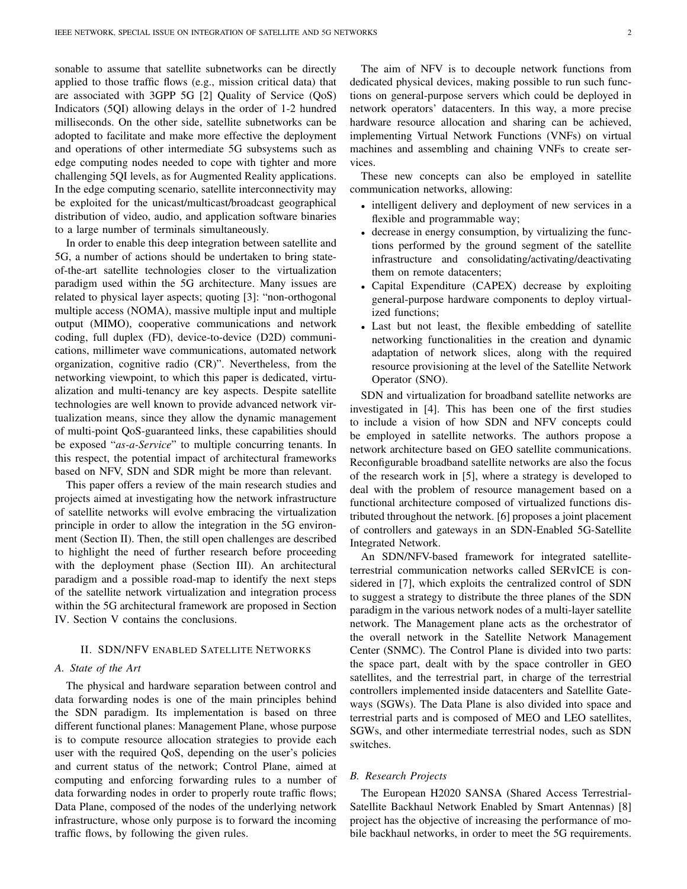sonable to assume that satellite subnetworks can be directly applied to those traffic flows (e.g., mission critical data) that are associated with 3GPP 5G [2] Quality of Service (QoS) Indicators (5QI) allowing delays in the order of 1-2 hundred milliseconds. On the other side, satellite subnetworks can be adopted to facilitate and make more effective the deployment and operations of other intermediate 5G subsystems such as edge computing nodes needed to cope with tighter and more challenging 5QI levels, as for Augmented Reality applications. In the edge computing scenario, satellite interconnectivity may be exploited for the unicast/multicast/broadcast geographical distribution of video, audio, and application software binaries to a large number of terminals simultaneously.

In order to enable this deep integration between satellite and 5G, a number of actions should be undertaken to bring state-of-the-art satellite technologies closer to the virtualization paradigm used within the 5G architecture. Many issues are related to physical layer aspects; quoting [3]: "non-orthogonal multiple access (NOMA), massive multiple input and multiple output (MIMO), cooperative communications and network coding, full duplex (FD), device-to-device (D2D) communications, millimeter wave communications, automated network organization, cognitive radio (CR)". Nevertheless, from the networking viewpoint, to which this paper is dedicated, virtualization and multi-tenancy are key aspects. Despite satellite technologies are well known to provide advanced network virtualization means, since they allow the dynamic management of multi-point QoS-guaranteed links, these capabilities should be exposed "*as-a-Service*" to multiple concurring tenants. In this respect, the potential impact of architectural frameworks based on NFV, SDN and SDR might be more than relevant.

This paper offers a review of the main research studies and projects aimed at investigating how the network infrastructure of satellite networks will evolve embracing the virtualization principle in order to allow the integration in the 5G environment (Section II). Then, the still open challenges are described to highlight the need of further research before proceeding with the deployment phase (Section III). An architectural paradigm and a possible road-map to identify the next steps of the satellite network virtualization and integration process within the 5G architectural framework are proposed in Section IV. Section V contains the conclusions.

## II. SDN/NFV enabled Satellite Networks

### A. State of the Art

The physical and hardware separation between control and data forwarding nodes is one of the main principles behind the SDN paradigm. Its implementation is based on three different functional planes: Management Plane, whose purpose is to compute resource allocation strategies to provide each user with the required QoS, depending on the user's policies and current status of the network; Control Plane, aimed at computing and enforcing forwarding rules to a number of data forwarding nodes in order to properly route traffic flows; Data Plane, composed of the nodes of the underlying network infrastructure, whose only purpose is to forward the incoming traffic flows, by following the given rules.

The aim of NFV is to decouple network functions from dedicated physical devices, making possible to run such functions on general-purpose servers which could be deployed in network operators' datacenters. In this way, a more precise hardware resource allocation and sharing can be achieved, implementing Virtual Network Functions (VNFs) on virtual machines and assembling and chaining VNFs to create services.

These new concepts can also be employed in satellite communication networks, allowing:

- intelligent delivery and deployment of new services in a flexible and programmable way;
- decrease in energy consumption, by virtualizing the functions performed by the ground segment of the satellite infrastructure and consolidating/activating/deactivating them on remote datacenters;
- Capital Expenditure (CAPEX) decrease by exploiting general-purpose hardware components to deploy virtualized functions;
- Last but not least, the flexible embedding of satellite networking functionalities in the creation and dynamic adaptation of network slices, along with the required resource provisioning at the level of the Satellite Network Operator (SNO).

SDN and virtualization for broadband satellite networks are investigated in [4]. This has been one of the first studies to include a vision of how SDN and NFV concepts could be employed in satellite networks. The authors propose a network architecture based on GEO satellite communications. Reconfigurable broadband satellite networks are also the focus of the research work in [5], where a strategy is developed to deal with the problem of resource management based on a functional architecture composed of virtualized functions distributed throughout the network. [6] proposes a joint placement of controllers and gateways in an SDN-Enabled 5G-Satellite Integrated Network.

An SDN/NFV-based framework for integrated satellite-terrestrial communication networks called SERvICE is considered in [7], which exploits the centralized control of SDN to suggest a strategy to distribute the three planes of the SDN paradigm in the various network nodes of a multi-layer satellite network. The Management plane acts as the orchestrator of the overall network in the Satellite Network Management Center (SNMC). The Control Plane is divided into two parts: the space part, dealt with by the space controller in GEO satellites, and the terrestrial part, in charge of the terrestrial controllers implemented inside datacenters and Satellite Gateways (SGWs). The Data Plane is also divided into space and terrestrial parts and is composed of MEO and LEO satellites, SGWs, and other intermediate terrestrial nodes, such as SDN switches.

### B. Research Projects

The European H2020 SANSA (Shared Access Terrestrial-Satellite Backhaul Network Enabled by Smart Antennas) [8] project has the objective of increasing the performance of mobile backhaul networks, in order to meet the 5G requirements.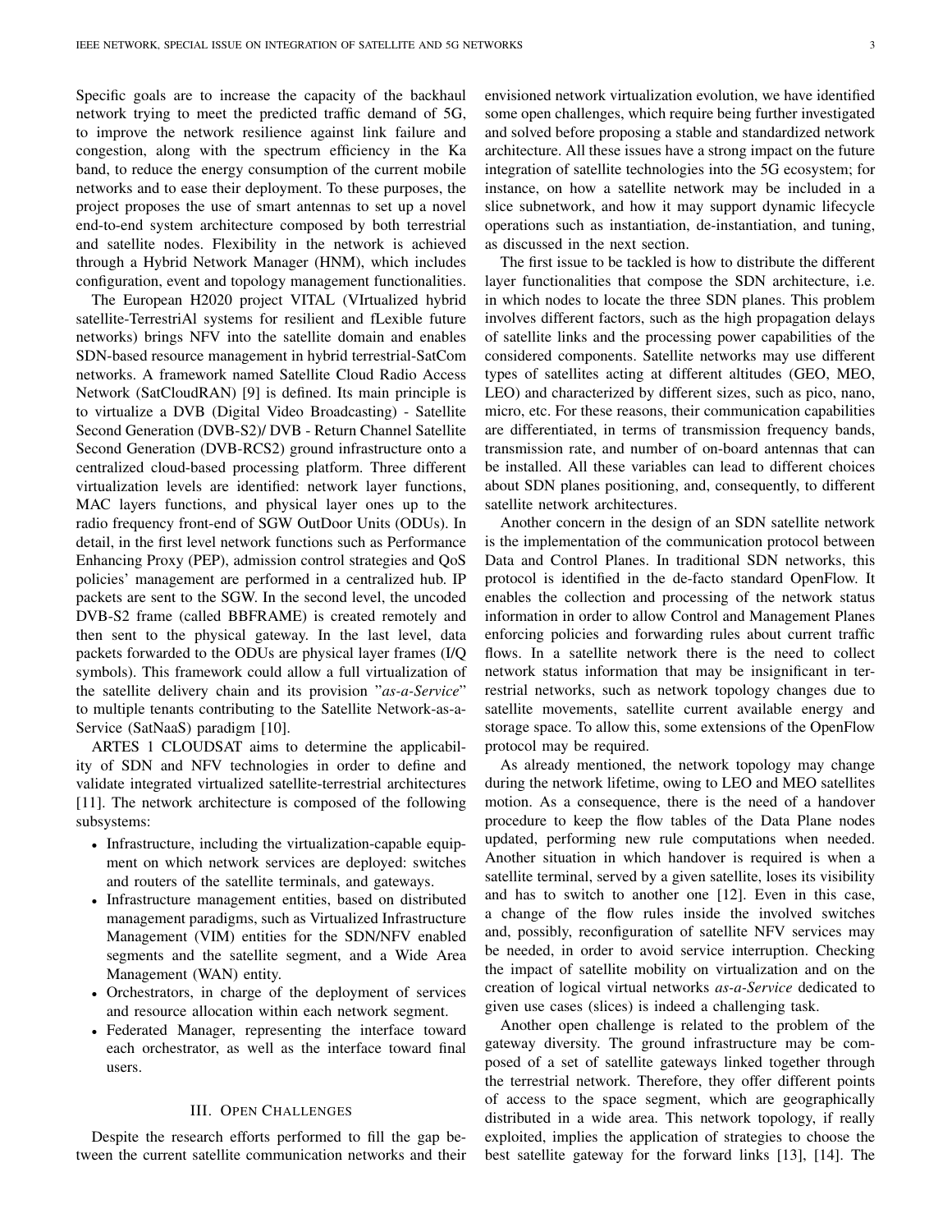Specific goals are to increase the capacity of the backhaul network trying to meet the predicted traffic demand of 5G, to improve the network resilience against link failure and congestion, along with the spectrum efficiency in the Ka band, to reduce the energy consumption of the current mobile networks and to ease their deployment. To these purposes, the project proposes the use of smart antennas to set up a novel end-to-end system architecture composed by both terrestrial and satellite nodes. Flexibility in the network is achieved through a Hybrid Network Manager (HNM), which includes configuration, event and topology management functionalities.

The European H2020 project VITAL (VIrtualized hybrid satellite-TerrestriAl systems for resilient and fLexible future networks) brings NFV into the satellite domain and enables SDN-based resource management in hybrid terrestrial-SatCom networks. A framework named Satellite Cloud Radio Access Network (SatCloudRAN) [9] is defined. Its main principle is to virtualize a DVB (Digital Video Broadcasting) - Satellite Second Generation (DVB-S2)/ DVB - Return Channel Satellite Second Generation (DVB-RCS2) ground infrastructure onto a centralized cloud-based processing platform. Three different virtualization levels are identified: network layer functions, MAC layers functions, and physical layer ones up to the radio frequency front-end of SGW OutDoor Units (ODUs). In detail, in the first level network functions such as Performance Enhancing Proxy (PEP), admission control strategies and QoS policies' management are performed in a centralized hub. IP packets are sent to the SGW. In the second level, the uncoded DVB-S2 frame (called BBFRAME) is created remotely and then sent to the physical gateway. In the last level, data packets forwarded to the ODUs are physical layer frames (I/Q symbols). This framework could allow a full virtualization of the satellite delivery chain and its provision "*as-a-Service*" to multiple tenants contributing to the Satellite Network-as-a-Service (SatNaaS) paradigm [10].

ARTES 1 CLOUDSAT aims to determine the applicability of SDN and NFV technologies in order to define and validate integrated virtualized satellite-terrestrial architectures [11]. The network architecture is composed of the following subsystems:

- Infrastructure, including the virtualization-capable equipment on which network services are deployed: switches and routers of the satellite terminals, and gateways.
- Infrastructure management entities, based on distributed management paradigms, such as Virtualized Infrastructure Management (VIM) entities for the SDN/NFV enabled segments and the satellite segment, and a Wide Area Management (WAN) entity.
- Orchestrators, in charge of the deployment of services and resource allocation within each network segment.
- Federated Manager, representing the interface toward each orchestrator, as well as the interface toward final users.

## III. Open Challenges

Despite the research efforts performed to fill the gap between the current satellite communication networks and their envisioned network virtualization evolution, we have identified some open challenges, which require being further investigated and solved before proposing a stable and standardized network architecture. All these issues have a strong impact on the future integration of satellite technologies into the 5G ecosystem; for instance, on how a satellite network may be included in a slice subnetwork, and how it may support dynamic lifecycle operations such as instantiation, de-instantiation, and tuning, as discussed in the next section.

The first issue to be tackled is how to distribute the different layer functionalities that compose the SDN architecture, i.e. in which nodes to locate the three SDN planes. This problem involves different factors, such as the high propagation delays of satellite links and the processing power capabilities of the considered components. Satellite networks may use different types of satellites acting at different altitudes (GEO, MEO, LEO) and characterized by different sizes, such as pico, nano, micro, etc. For these reasons, their communication capabilities are differentiated, in terms of transmission frequency bands, transmission rate, and number of on-board antennas that can be installed. All these variables can lead to different choices about SDN planes positioning, and, consequently, to different satellite network architectures.

Another concern in the design of an SDN satellite network is the implementation of the communication protocol between Data and Control Planes. In traditional SDN networks, this protocol is identified in the de-facto standard OpenFlow. It enables the collection and processing of the network status information in order to allow Control and Management Planes enforcing policies and forwarding rules about current traffic flows. In a satellite network there is the need to collect network status information that may be insignificant in terrestrial networks, such as network topology changes due to satellite movements, satellite current available energy and storage space. To allow this, some extensions of the OpenFlow protocol may be required.

As already mentioned, the network topology may change during the network lifetime, owing to LEO and MEO satellites motion. As a consequence, there is the need of a handover procedure to keep the flow tables of the Data Plane nodes updated, performing new rule computations when needed. Another situation in which handover is required is when a satellite terminal, served by a given satellite, loses its visibility and has to switch to another one [12]. Even in this case, a change of the flow rules inside the involved switches and, possibly, reconfiguration of satellite NFV services may be needed, in order to avoid service interruption. Checking the impact of satellite mobility on virtualization and on the creation of logical virtual networks *as-a-Service* dedicated to given use cases (slices) is indeed a challenging task.

Another open challenge is related to the problem of the gateway diversity. The ground infrastructure may be composed of a set of satellite gateways linked together through the terrestrial network. Therefore, they offer different points of access to the space segment, which are geographically distributed in a wide area. This network topology, if really exploited, implies the application of strategies to choose the best satellite gateway for the forward links [13], [14]. The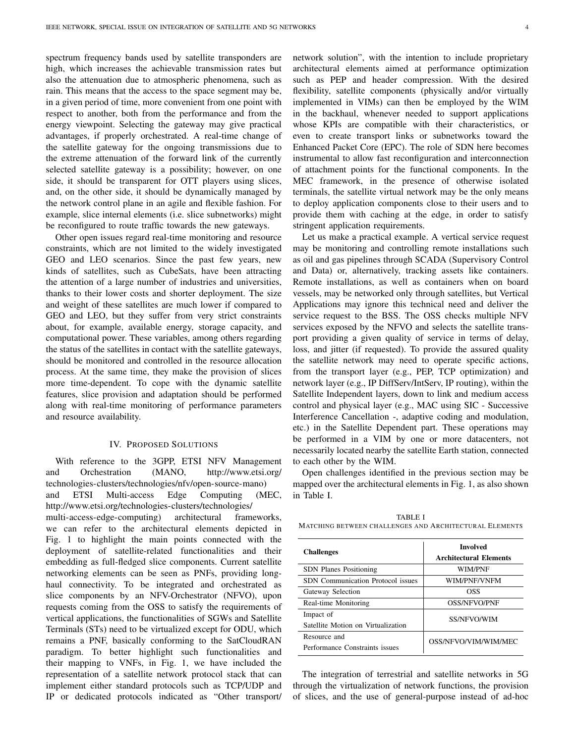spectrum frequency bands used by satellite transponders are high, which increases the achievable transmission rates but also the attenuation due to atmospheric phenomena, such as rain. This means that the access to the space segment may be, in a given period of time, more convenient from one point with respect to another, both from the performance and from the energy viewpoint. Selecting the gateway may give practical advantages, if properly orchestrated. A real-time change of the satellite gateway for the ongoing transmissions due to the extreme attenuation of the forward link of the currently selected satellite gateway is a possibility; however, on one side, it should be transparent for OTT players using slices, and, on the other side, it should be dynamically managed by the network control plane in an agile and flexible fashion. For example, slice internal elements (i.e. slice subnetworks) might be reconfigured to route traffic towards the new gateways.

Other open issues regard real-time monitoring and resource constraints, which are not limited to the widely investigated GEO and LEO scenarios. Since the past few years, new kinds of satellites, such as CubeSats, have been attracting the attention of a large number of industries and universities, thanks to their lower costs and shorter deployment. The size and weight of these satellites are much lower if compared to GEO and LEO, but they suffer from very strict constraints about, for example, available energy, storage capacity, and computational power. These variables, among others regarding the status of the satellites in contact with the satellite gateways, should be monitored and controlled in the resource allocation process. At the same time, they make the provision of slices more time-dependent. To cope with the dynamic satellite features, slice provision and adaptation should be performed along with real-time monitoring of performance parameters and resource availability.

## IV. Proposed Solutions

With reference to the 3GPP, ETSI NFV Management and Orchestration (MANO, http://www.etsi.org/technologies-clusters/technologies/nfv/open-source-mano) and ETSI Multi-access Edge Computing (MEC, http://www.etsi.org/technologies-clusters/technologies/multi-access-edge-computing) architectural frameworks, we can refer to the architectural elements depicted in Fig. 1 to highlight the main points connected with the deployment of satellite-related functionalities and their embedding as full-fledged slice components. Current satellite networking elements can be seen as PNFs, providing long-haul connectivity. To be integrated and orchestrated as slice components by an NFV-Orchestrator (NFVO), upon requests coming from the OSS to satisfy the requirements of vertical applications, the functionalities of SGWs and Satellite Terminals (STs) need to be virtualized except for ODU, which remains a PNF, basically conforming to the SatCloudRAN paradigm. To better highlight such functionalities and their mapping to VNFs, in Fig. 1, we have included the representation of a satellite network protocol stack that can implement either standard protocols such as TCP/UDP and IP or dedicated protocols indicated as "Other transport/network solution", with the intention to include proprietary architectural elements aimed at performance optimization such as PEP and header compression. With the desired flexibility, satellite components (physically and/or virtually implemented in VIMs) can then be employed by the WIM in the backhaul, whenever needed to support applications whose KPIs are compatible with their characteristics, or even to create transport links or subnetworks toward the Enhanced Packet Core (EPC). The role of SDN here becomes instrumental to allow fast reconfiguration and interconnection of attachment points for the functional components. In the MEC framework, in the presence of otherwise isolated terminals, the satellite virtual network may be the only means to deploy application components close to their users and to provide them with caching at the edge, in order to satisfy stringent application requirements.

Let us make a practical example. A vertical service request may be monitoring and controlling remote installations such as oil and gas pipelines through SCADA (Supervisory Control and Data) or, alternatively, tracking assets like containers. Remote installations, as well as containers when on board vessels, may be networked only through satellites, but Vertical Applications may ignore this technical need and deliver the service request to the BSS. The OSS checks multiple NFV services exposed by the NFVO and selects the satellite transport providing a given quality of service in terms of delay, loss, and jitter (if requested). To provide the assured quality the satellite network may need to operate specific actions, from the transport layer (e.g., PEP, TCP optimization) and network layer (e.g., IP DiffServ/IntServ, IP routing), within the Satellite Independent layers, down to link and medium access control and physical layer (e.g., MAC using SIC - Successive Interference Cancellation -, adaptive coding and modulation, etc.) in the Satellite Dependent part. These operations may be performed in a VIM by one or more datacenters, not necessarily located nearby the satellite Earth station, connected to each other by the WIM.

Open challenges identified in the previous section may be mapped over the architectural elements in Fig. 1, as also shown in Table I.

TABLE I
Matching between challenges and Architectural Elements

| Challenges | Involved Architectural Elements |
|---|---|
| SDN Planes Positioning | WIM/PNF |
| SDN Communication Protocol issues | WIM/PNF/VNFM |
| Gateway Selection | OSS |
| Real-time Monitoring | OSS/NFVO/PNF |
| Impact of Satellite Motion on Virtualization | SS/NFVO/WIM |
| Resource and Performance Constraints issues | OSS/NFVO/VIM/WIM/MEC |

The integration of terrestrial and satellite networks in 5G through the virtualization of network functions, the provision of slices, and the use of general-purpose instead of ad-hoc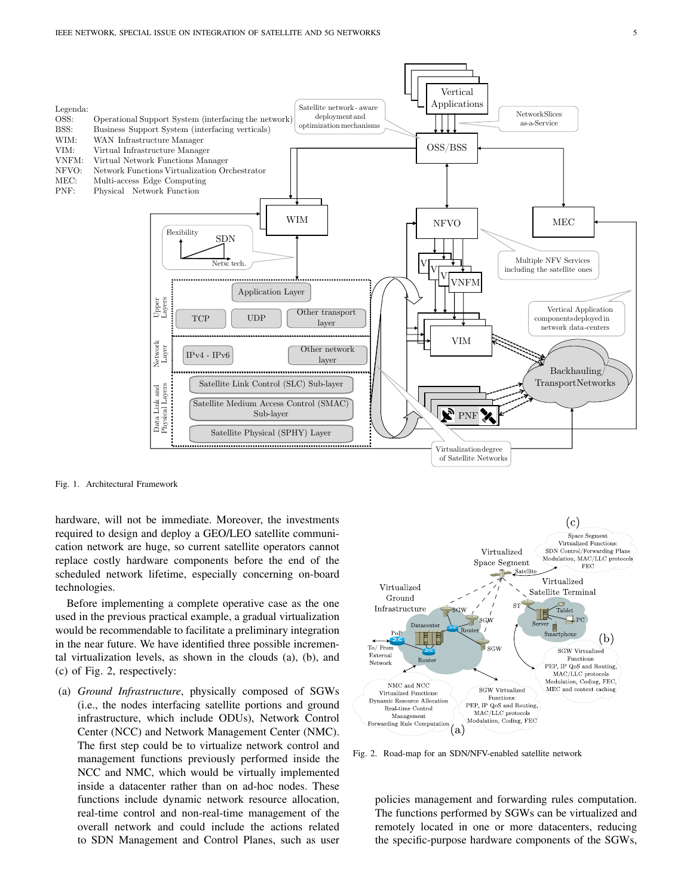Fig. 1. Architectural Framework

hardware, will not be immediate. Moreover, the investments required to design and deploy a GEO/LEO satellite communication network are huge, so current satellite operators cannot replace costly hardware components before the end of the scheduled network lifetime, especially concerning on-board technologies.

Before implementing a complete operative case as the one used in the previous practical example, a gradual virtualization would be recommendable to facilitate a preliminary integration in the near future. We have identified three possible incremental virtualization levels, as shown in the clouds (a), (b), and (c) of Fig. 2, respectively:

(a) *Ground Infrastructure*, physically composed of SGWs (i.e., the nodes interfacing satellite portions and ground infrastructure, which include ODUs), Network Control Center (NCC) and Network Management Center (NMC). The first step could be to virtualize network control and management functions previously performed inside the NCC and NMC, which would be virtually implemented inside a datacenter rather than on ad-hoc nodes. These functions include dynamic network resource allocation, real-time control and non-real-time management of the overall network and could include the actions related to SDN Management and Control Planes, such as user policies management and forwarding rules computation. The functions performed by SGWs can be virtualized and remotely located in one or more datacenters, reducing the specific-purpose hardware components of the SGWs,

Fig. 2. Road-map for an SDN/NFV-enabled satellite network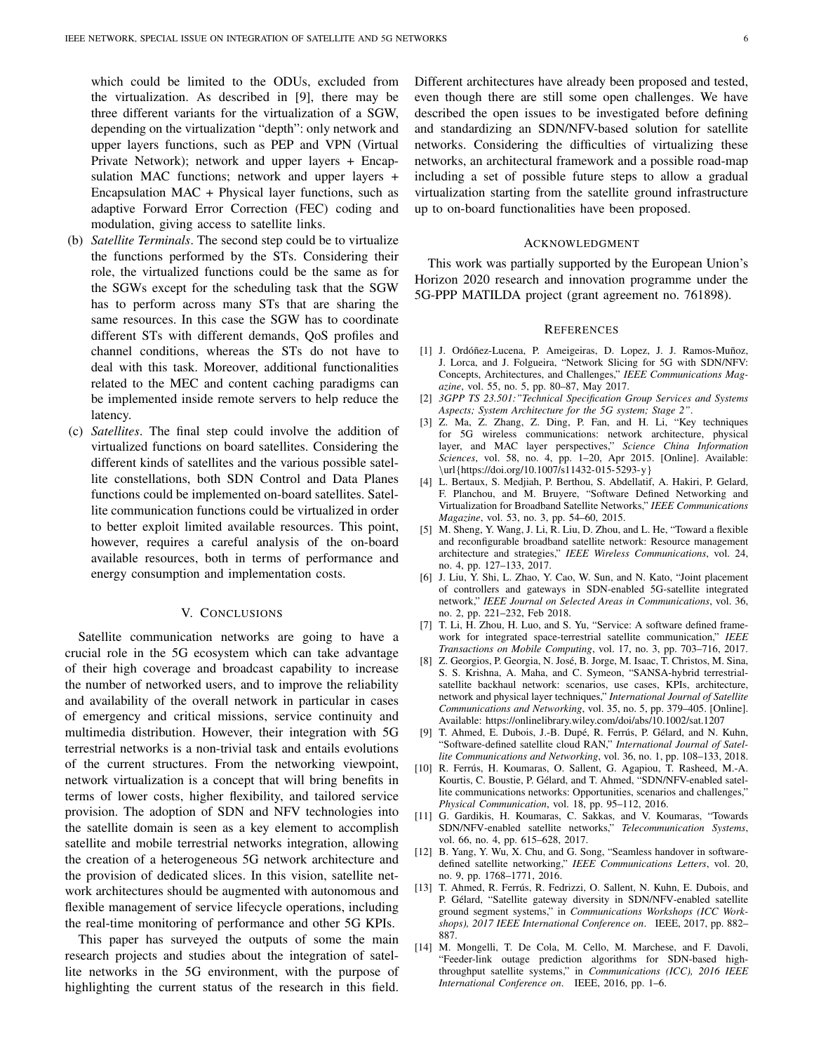which could be limited to the ODUs, excluded from the virtualization. As described in [9], there may be three different variants for the virtualization of a SGW, depending on the virtualization "depth": only network and upper layers functions, such as PEP and VPN (Virtual Private Network); network and upper layers + Encapsulation MAC functions; network and upper layers + Encapsulation MAC + Physical layer functions, such as adaptive Forward Error Correction (FEC) coding and modulation, giving access to satellite links.

(b) *Satellite Terminals*. The second step could be to virtualize the functions performed by the STs. Considering their role, the virtualized functions could be the same as for the SGWs except for the scheduling task that the SGW has to perform across many STs that are sharing the same resources. In this case the SGW has to coordinate different STs with different demands, QoS profiles and channel conditions, whereas the STs do not have to deal with this task. Moreover, additional functionalities related to the MEC and content caching paradigms can be implemented inside remote servers to help reduce the latency.

(c) *Satellites*. The final step could involve the addition of virtualized functions on board satellites. Considering the different kinds of satellites and the various possible satellite constellations, both SDN Control and Data Planes functions could be implemented on-board satellites. Satellite communication functions could be virtualized in order to better exploit limited available resources. This point, however, requires a careful analysis of the on-board available resources, both in terms of performance and energy consumption and implementation costs.

## V. Conclusions

Satellite communication networks are going to have a crucial role in the 5G ecosystem which can take advantage of their high coverage and broadcast capability to increase the number of networked users, and to improve the reliability and availability of the overall network in particular in cases of emergency and critical missions, service continuity and multimedia distribution. However, their integration with 5G terrestrial networks is a non-trivial task and entails evolutions of the current structures. From the networking viewpoint, network virtualization is a concept that will bring benefits in terms of lower costs, higher flexibility, and tailored service provision. The adoption of SDN and NFV technologies into the satellite domain is seen as a key element to accomplish satellite and mobile terrestrial networks integration, allowing the creation of a heterogeneous 5G network architecture and the provision of dedicated slices. In this vision, satellite network architectures should be augmented with autonomous and flexible management of service lifecycle operations, including the real-time monitoring of performance and other 5G KPIs.

This paper has surveyed the outputs of some the main research projects and studies about the integration of satellite networks in the 5G environment, with the purpose of highlighting the current status of the research in this field. Different architectures have already been proposed and tested, even though there are still some open challenges. We have described the open issues to be investigated before defining and standardizing an SDN/NFV-based solution for satellite networks. Considering the difficulties of virtualizing these networks, an architectural framework and a possible road-map including a set of possible future steps to allow a gradual virtualization starting from the satellite ground infrastructure up to on-board functionalities have been proposed.

## Acknowledgment

This work was partially supported by the European Union's Horizon 2020 research and innovation programme under the 5G-PPP MATILDA project (grant agreement no. 761898).

## References

[1] J. Ordóñez-Lucena, P. Ameigeiras, D. Lopez, J. J. Ramos-Muñoz, J. Lorca, and J. Folgueira, "Network Slicing for 5G with SDN/NFV: Concepts, Architectures, and Challenges," *IEEE Communications Magazine*, vol. 55, no. 5, pp. 80–87, May 2017.

[2] *3GPP TS 23.501:"Technical Specification Group Services and Systems Aspects; System Architecture for the 5G system; Stage 2"*.

[3] Z. Ma, Z. Zhang, Z. Ding, P. Fan, and H. Li, "Key techniques for 5G wireless communications: network architecture, physical layer, and MAC layer perspectives," *Science China Information Sciences*, vol. 58, no. 4, pp. 1–20, Apr 2015. [Online]. Available: \url{https://doi.org/10.1007/s11432-015-5293-y}

[4] L. Bertaux, S. Medjiah, P. Berthou, S. Abdellatif, A. Hakiri, P. Gelard, F. Planchou, and M. Bruyere, "Software Defined Networking and Virtualization for Broadband Satellite Networks," *IEEE Communications Magazine*, vol. 53, no. 3, pp. 54–60, 2015.

[5] M. Sheng, Y. Wang, J. Li, R. Liu, D. Zhou, and L. He, "Toward a flexible and reconfigurable broadband satellite network: Resource management architecture and strategies," *IEEE Wireless Communications*, vol. 24, no. 4, pp. 127–133, 2017.

[6] J. Liu, Y. Shi, L. Zhao, Y. Cao, W. Sun, and N. Kato, "Joint placement of controllers and gateways in SDN-enabled 5G-satellite integrated network," *IEEE Journal on Selected Areas in Communications*, vol. 36, no. 2, pp. 221–232, Feb 2018.

[7] T. Li, H. Zhou, H. Luo, and S. Yu, "Service: A software defined framework for integrated space-terrestrial satellite communication," *IEEE Transactions on Mobile Computing*, vol. 17, no. 3, pp. 703–716, 2017.

[8] Z. Georgios, P. Georgia, N. José, B. Jorge, M. Isaac, T. Christos, M. Sina, S. S. Krishna, A. Maha, and C. Symeon, "SANSA-hybrid terrestrial-satellite backhaul network: scenarios, use cases, KPIs, architecture, network and physical layer techniques," *International Journal of Satellite Communications and Networking*, vol. 35, no. 5, pp. 379–405. [Online]. Available: https://onlinelibrary.wiley.com/doi/abs/10.1002/sat.1207

[9] T. Ahmed, E. Dubois, J.-B. Dupé, R. Ferrús, P. Gélard, and N. Kuhn, "Software-defined satellite cloud RAN," *International Journal of Satellite Communications and Networking*, vol. 36, no. 1, pp. 108–133, 2018.

[10] R. Ferrús, H. Koumaras, O. Sallent, G. Agapiou, T. Rasheed, M.-A. Kourtis, C. Boustie, P. Gélard, and T. Ahmed, "SDN/NFV-enabled satellite communications networks: Opportunities, scenarios and challenges," *Physical Communication*, vol. 18, pp. 95–112, 2016.

[11] G. Gardikis, H. Koumaras, C. Sakkas, and V. Koumaras, "Towards SDN/NFV-enabled satellite networks," *Telecommunication Systems*, vol. 66, no. 4, pp. 615–628, 2017.

[12] B. Yang, Y. Wu, X. Chu, and G. Song, "Seamless handover in software-defined satellite networking," *IEEE Communications Letters*, vol. 20, no. 9, pp. 1768–1771, 2016.

[13] T. Ahmed, R. Ferrús, R. Fedrizzi, O. Sallent, N. Kuhn, E. Dubois, and P. Gélard, "Satellite gateway diversity in SDN/NFV-enabled satellite ground segment systems," in *Communications Workshops (ICC Workshops), 2017 IEEE International Conference on*. IEEE, 2017, pp. 882–887.

[14] M. Mongelli, T. De Cola, M. Cello, M. Marchese, and F. Davoli, "Feeder-link outage prediction algorithms for SDN-based high-throughput satellite systems," in *Communications (ICC), 2016 IEEE International Conference on*. IEEE, 2016, pp. 1–6.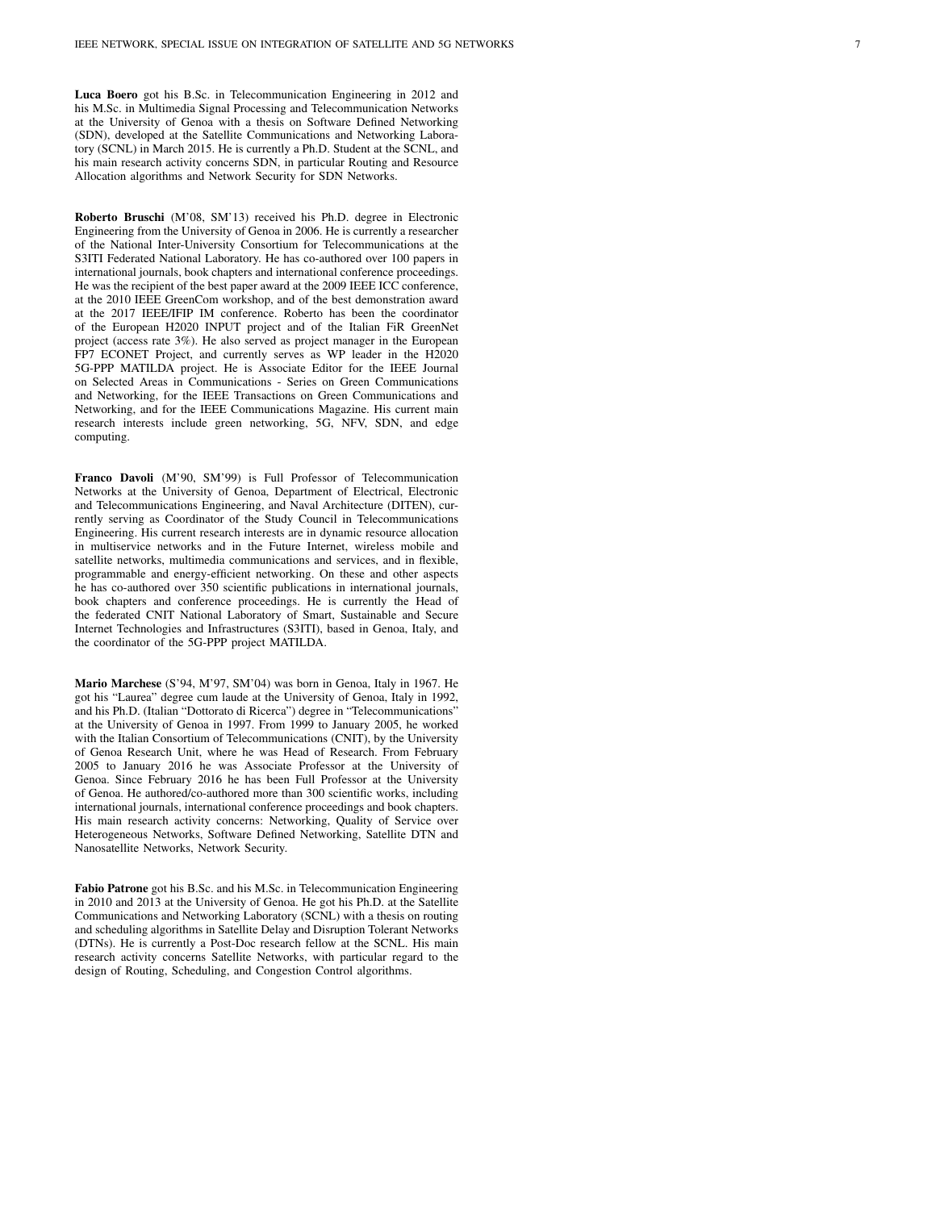**Luca Boero** got his B.Sc. in Telecommunication Engineering in 2012 and his M.Sc. in Multimedia Signal Processing and Telecommunication Networks at the University of Genoa with a thesis on Software Defined Networking (SDN), developed at the Satellite Communications and Networking Laboratory (SCNL) in March 2015. He is currently a Ph.D. Student at the SCNL, and his main research activity concerns SDN, in particular Routing and Resource Allocation algorithms and Network Security for SDN Networks.

**Roberto Bruschi** (M'08, SM'13) received his Ph.D. degree in Electronic Engineering from the University of Genoa in 2006. He is currently a researcher of the National Inter-University Consortium for Telecommunications at the S3ITI Federated National Laboratory. He has co-authored over 100 papers in international journals, book chapters and international conference proceedings. He was the recipient of the best paper award at the 2009 IEEE ICC conference, at the 2010 IEEE GreenCom workshop, and of the best demonstration award at the 2017 IEEE/IFIP IM conference. Roberto has been the coordinator of the European H2020 INPUT project and of the Italian FiR GreenNet project (access rate 3%). He also served as project manager in the European FP7 ECONET Project, and currently serves as WP leader in the H2020 5G-PPP MATILDA project. He is Associate Editor for the IEEE Journal on Selected Areas in Communications - Series on Green Communications and Networking, for the IEEE Transactions on Green Communications and Networking, and for the IEEE Communications Magazine. His current main research interests include green networking, 5G, NFV, SDN, and edge computing.

**Franco Davoli** (M'90, SM'99) is Full Professor of Telecommunication Networks at the University of Genoa, Department of Electrical, Electronic and Telecommunications Engineering, and Naval Architecture (DITEN), currently serving as Coordinator of the Study Council in Telecommunications Engineering. His current research interests are in dynamic resource allocation in multiservice networks and in the Future Internet, wireless mobile and satellite networks, multimedia communications and services, and in flexible, programmable and energy-efficient networking. On these and other aspects he has co-authored over 350 scientific publications in international journals, book chapters and conference proceedings. He is currently the Head of the federated CNIT National Laboratory of Smart, Sustainable and Secure Internet Technologies and Infrastructures (S3ITI), based in Genoa, Italy, and the coordinator of the 5G-PPP project MATILDA.

**Mario Marchese** (S'94, M'97, SM'04) was born in Genoa, Italy in 1967. He got his "Laurea" degree cum laude at the University of Genoa, Italy in 1992, and his Ph.D. (Italian "Dottorato di Ricerca") degree in "Telecommunications" at the University of Genoa in 1997. From 1999 to January 2005, he worked with the Italian Consortium of Telecommunications (CNIT), by the University of Genoa Research Unit, where he was Head of Research. From February 2005 to January 2016 he was Associate Professor at the University of Genoa. Since February 2016 he has been Full Professor at the University of Genoa. He authored/co-authored more than 300 scientific works, including international journals, international conference proceedings and book chapters. His main research activity concerns: Networking, Quality of Service over Heterogeneous Networks, Software Defined Networking, Satellite DTN and Nanosatellite Networks, Network Security.

**Fabio Patrone** got his B.Sc. and his M.Sc. in Telecommunication Engineering in 2010 and 2013 at the University of Genoa. He got his Ph.D. at the Satellite Communications and Networking Laboratory (SCNL) with a thesis on routing and scheduling algorithms in Satellite Delay and Disruption Tolerant Networks (DTNs). He is currently a Post-Doc research fellow at the SCNL. His main research activity concerns Satellite Networks, with particular regard to the design of Routing, Scheduling, and Congestion Control algorithms.